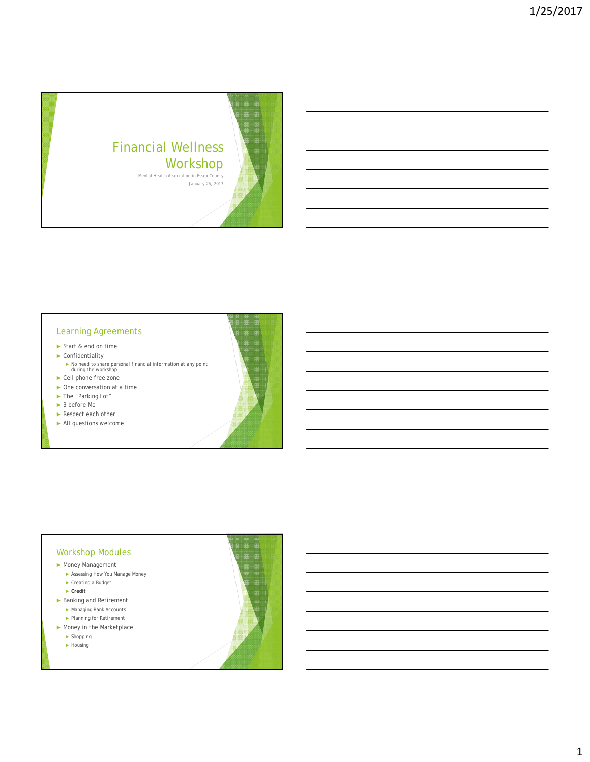# Financial Wellness Workshop

Mental Health Association in Essex County

January 25, 2017

## Learning Agreements

- Start & end on time
- Confidentiality
  - No need to share personal financial information at any point during the workshop
- Cell phone free zone
- One conversation at a time
- The "Parking Lot"
- 3 before Me
- Respect each other
- All questions welcome

## Workshop Modules

- Money Management
  - Assessing How You Manage Money
  - Creating a Budget
  - **Credit**
- Banking and Retirement
  - Managing Bank Accounts
  - Planning for Retirement
- Money in the Marketplace
  - Shopping
  - Housing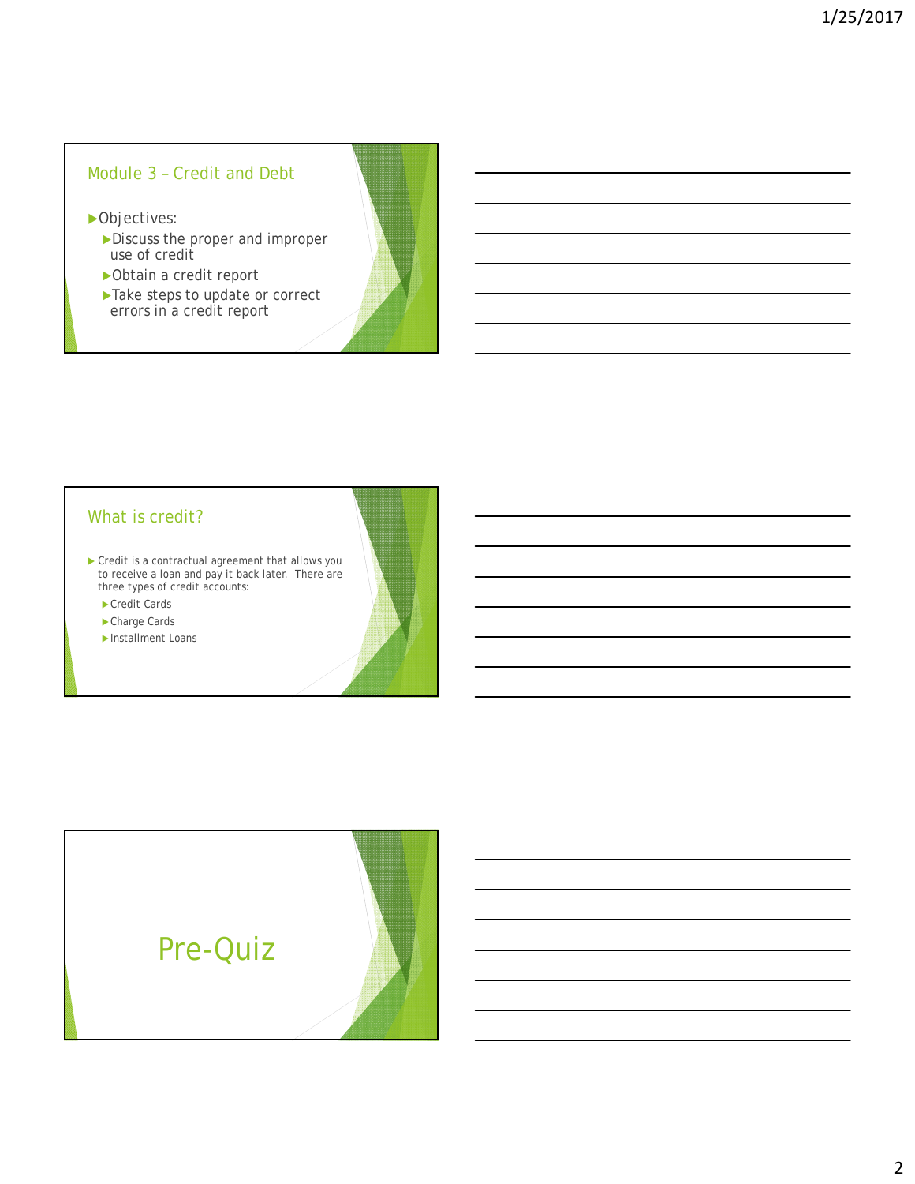## Module 3 – Credit and Debt

- Objectives:
  - Discuss the proper and improper use of credit
  - Obtain a credit report
  - Take steps to update or correct errors in a credit report

## What is credit?

- Credit is a contractual agreement that allows you to receive a loan and pay it back later. There are three types of credit accounts:
  - Credit Cards
  - Charge Cards
  - Installment Loans

## Pre-Quiz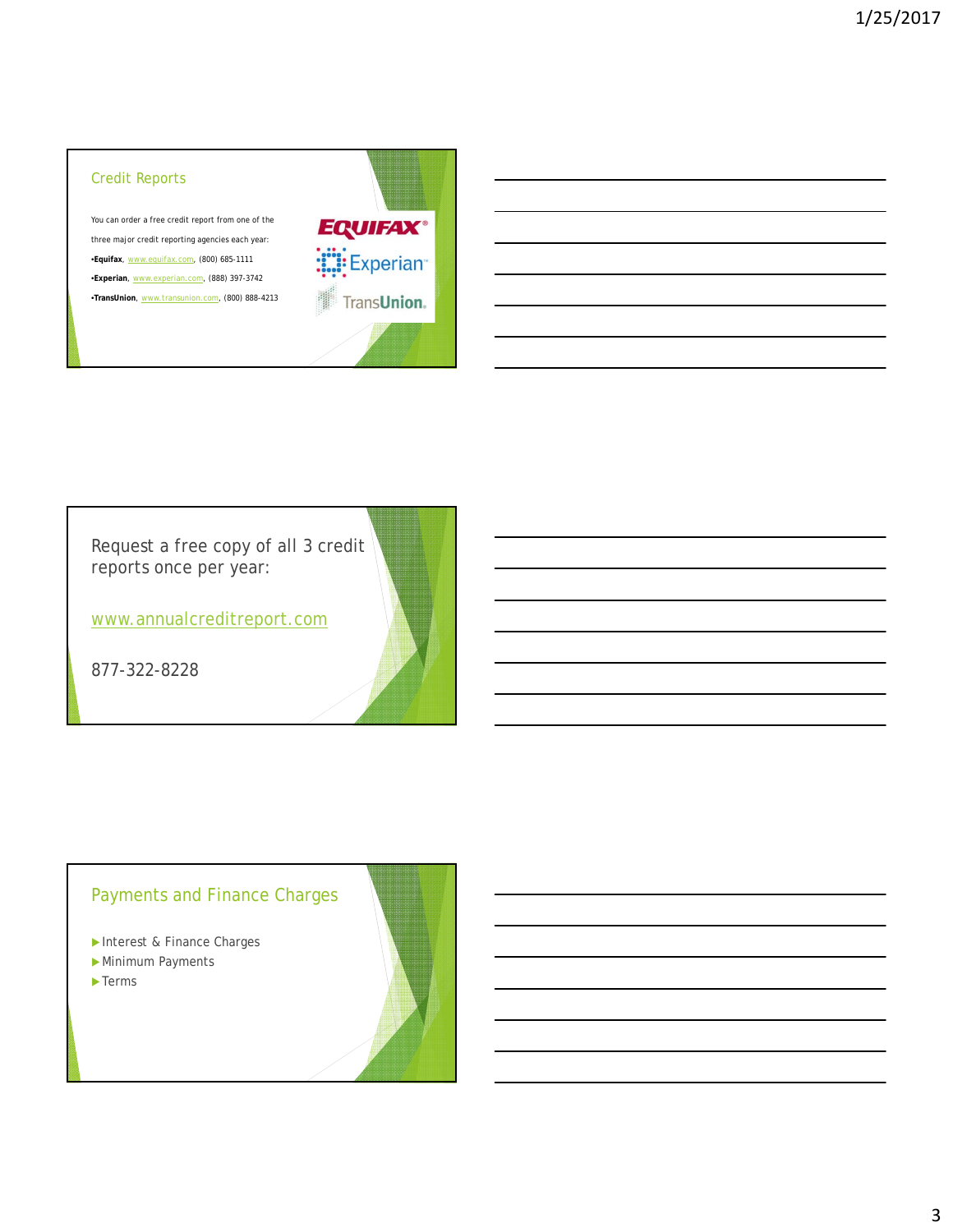## Credit Reports

You can order a free credit report from one of the three major credit reporting agencies each year:

- **Equifax**, www.equifax.com, (800) 685-1111
- **Experian**, www.experian.com, (888) 397-3742
- **TransUnion**, www.transunion.com, (800) 888-4213

Request a free copy of all 3 credit reports once per year:

www.annualcreditreport.com

877-322-8228

## Payments and Finance Charges

- Interest & Finance Charges
- Minimum Payments
- Terms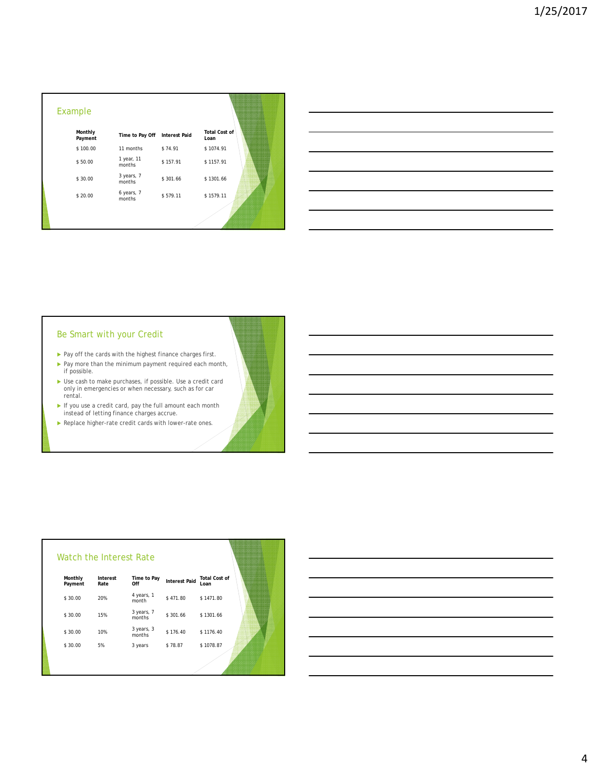## Example

| Monthly Payment | Time to Pay Off | Interest Paid | Total Cost of Loan |
|---|---|---|---|
| $ 100.00 | 11 months | $ 74.91 | $ 1074.91 |
| $ 50.00 | 1 year, 11 months | $ 157.91 | $ 1157.91 |
| $ 30.00 | 3 years, 7 months | $ 301.66 | $ 1301.66 |
| $ 20.00 | 6 years, 7 months | $ 579.11 | $ 1579.11 |

## Be Smart with your Credit

- Pay off the cards with the highest finance charges first.
- Pay more than the minimum payment required each month, if possible.
- Use cash to make purchases, if possible. Use a credit card only in emergencies or when necessary, such as for car rental.
- If you use a credit card, pay the full amount each month instead of letting finance charges accrue.
- Replace higher-rate credit cards with lower-rate ones.

## Watch the Interest Rate

| Monthly Payment | Interest Rate | Time to Pay Off | Interest Paid | Total Cost of Loan |
|---|---|---|---|---|
| $ 30.00 | 20% | 4 years, 1 month | $ 471.80 | $ 1471.80 |
| $ 30.00 | 15% | 3 years, 7 months | $ 301.66 | $ 1301.66 |
| $ 30.00 | 10% | 3 years, 3 months | $ 176.40 | $ 1176.40 |
| $ 30.00 | 5% | 3 years | $ 78.87 | $ 1078.87 |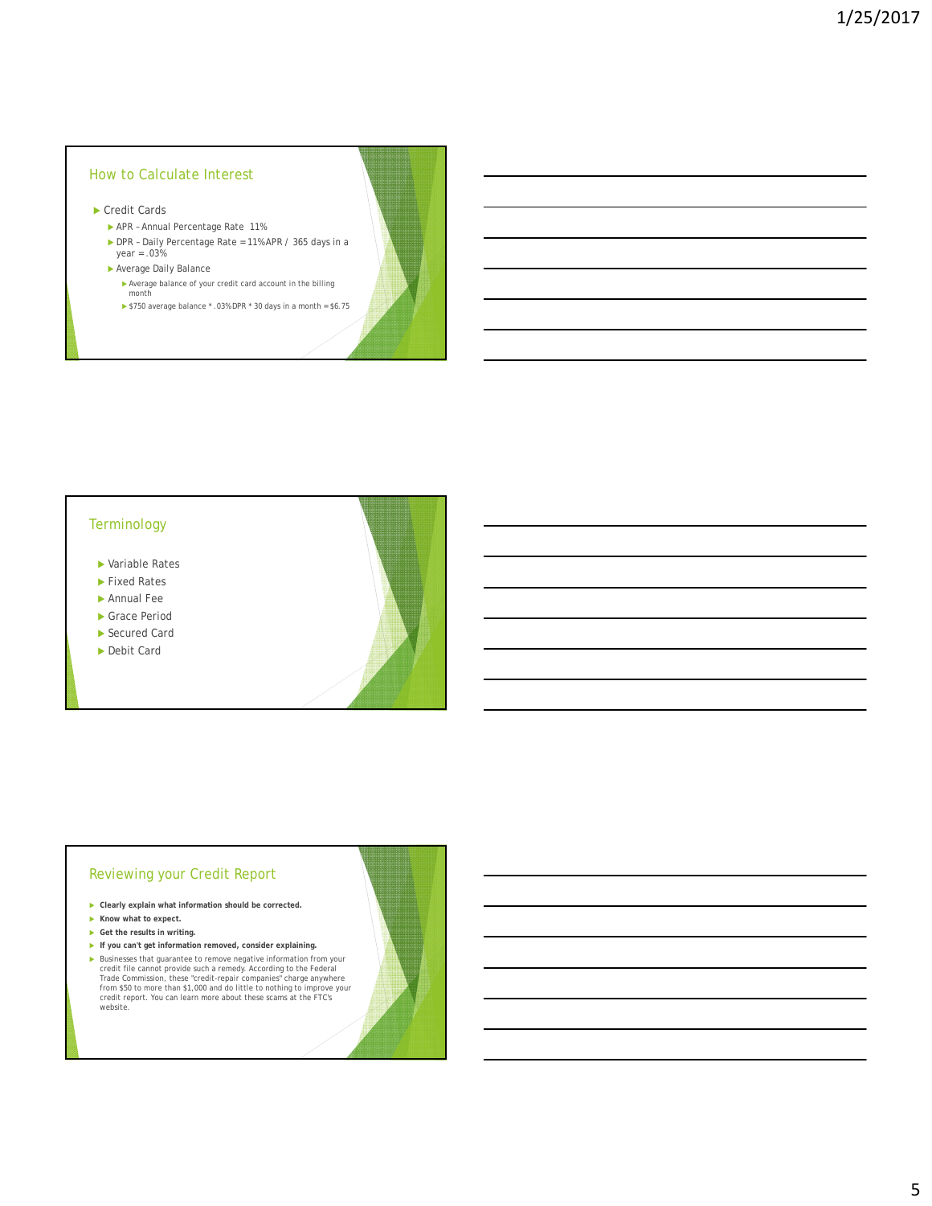## How to Calculate Interest

- Credit Cards
  - APR – Annual Percentage Rate 11%
  - DPR – Daily Percentage Rate = 11% APR / 365 days in a year = .03%
  - Average Daily Balance
    - Average balance of your credit card account in the billing month
    - $750 average balance * .03% DPR * 30 days in a month = $6.75

## Terminology

- Variable Rates
- Fixed Rates
- Annual Fee
- Grace Period
- Secured Card
- Debit Card

## Reviewing your Credit Report

- **Clearly explain what information should be corrected.**
- **Know what to expect.**
- **Get the results in writing.**
- **If you can't get information removed, consider explaining.**
- Businesses that guarantee to remove negative information from your credit file cannot provide such a remedy. According to the Federal Trade Commission, these "credit-repair companies" charge anywhere from $50 to more than $1,000 and do little to nothing to improve your credit report. You can learn more about these scams at the FTC's website.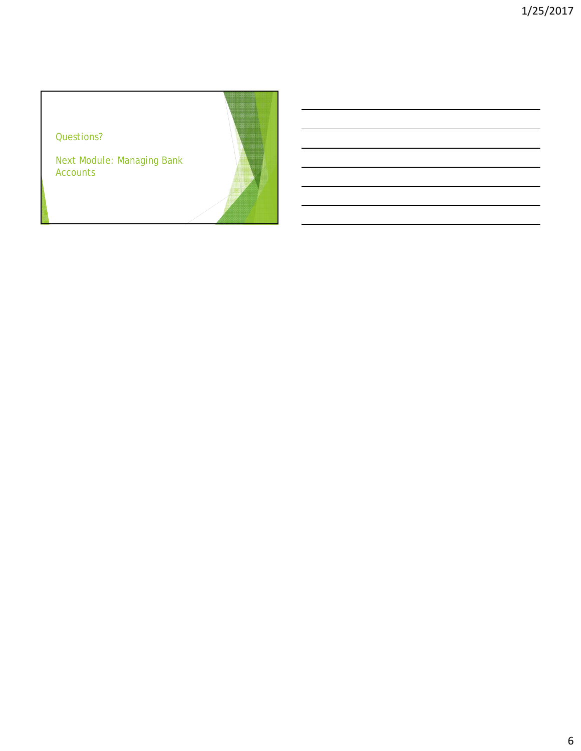Questions?

Next Module: Managing Bank Accounts